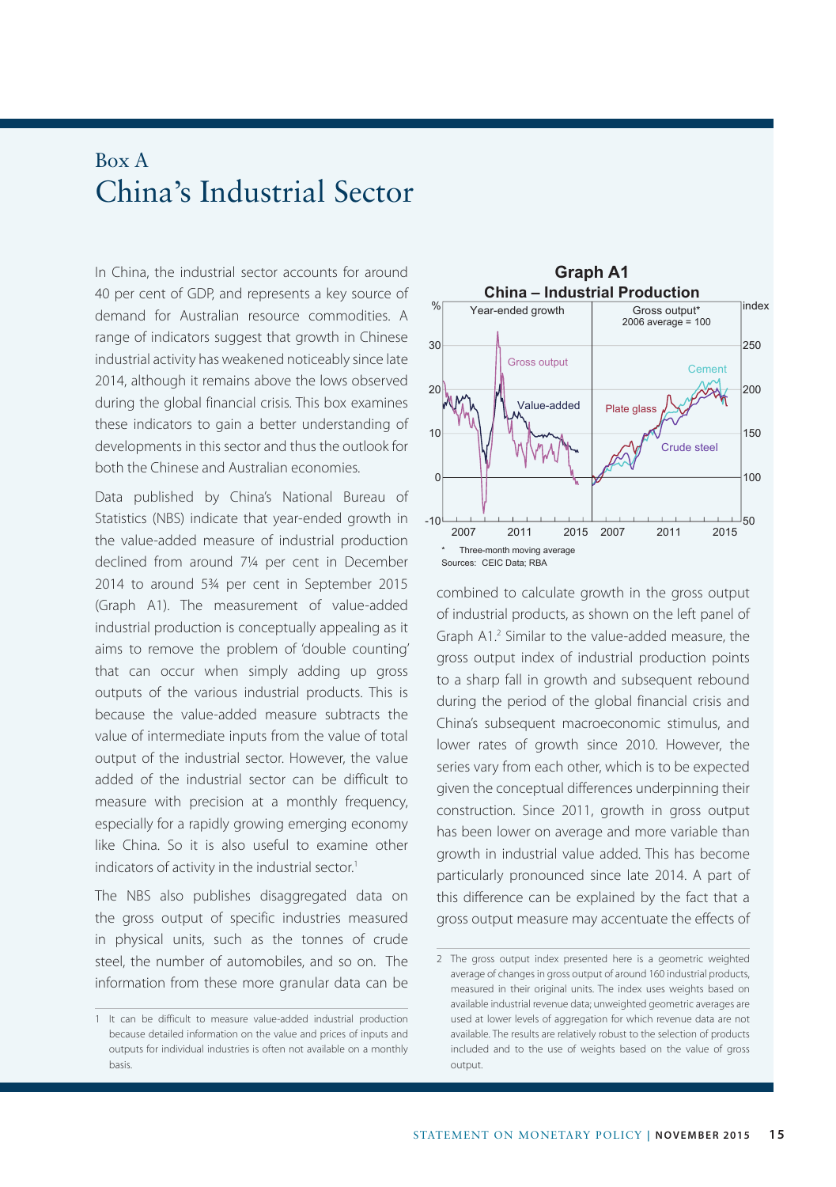# Box A
# China's Industrial Sector

In China, the industrial sector accounts for around 40 per cent of GDP, and represents a key source of demand for Australian resource commodities. A range of indicators suggest that growth in Chinese industrial activity has weakened noticeably since late 2014, although it remains above the lows observed during the global financial crisis. This box examines these indicators to gain a better understanding of developments in this sector and thus the outlook for both the Chinese and Australian economies.

Data published by China's National Bureau of Statistics (NBS) indicate that year-ended growth in the value-added measure of industrial production declined from around 7¼ per cent in December 2014 to around 5¾ per cent in September 2015 (Graph A1). The measurement of value-added industrial production is conceptually appealing as it aims to remove the problem of 'double counting' that can occur when simply adding up gross outputs of the various industrial products. This is because the value-added measure subtracts the value of intermediate inputs from the value of total output of the industrial sector. However, the value added of the industrial sector can be difficult to measure with precision at a monthly frequency, especially for a rapidly growing emerging economy like China. So it is also useful to examine other indicators of activity in the industrial sector.[1]

The NBS also publishes disaggregated data on the gross output of specific industries measured in physical units, such as the tonnes of crude steel, the number of automobiles, and so on. The information from these more granular data can be

**Graph A1**
**China – Industrial Production**

\* Three-month moving average
Sources: CEIC Data; RBA

combined to calculate growth in the gross output of industrial products, as shown on the left panel of Graph A1.[2] Similar to the value-added measure, the gross output index of industrial production points to a sharp fall in growth and subsequent rebound during the period of the global financial crisis and China's subsequent macroeconomic stimulus, and lower rates of growth since 2010. However, the series vary from each other, which is to be expected given the conceptual differences underpinning their construction. Since 2011, growth in gross output has been lower on average and more variable than growth in industrial value added. This has become particularly pronounced since late 2014. A part of this difference can be explained by the fact that a gross output measure may accentuate the effects of

---

1 It can be difficult to measure value-added industrial production because detailed information on the value and prices of inputs and outputs for individual industries is often not available on a monthly basis.

2 The gross output index presented here is a geometric weighted average of changes in gross output of around 160 industrial products, measured in their original units. The index uses weights based on available industrial revenue data; unweighted geometric averages are used at lower levels of aggregation for which revenue data are not available. The results are relatively robust to the selection of products included and to the use of weights based on the value of gross output.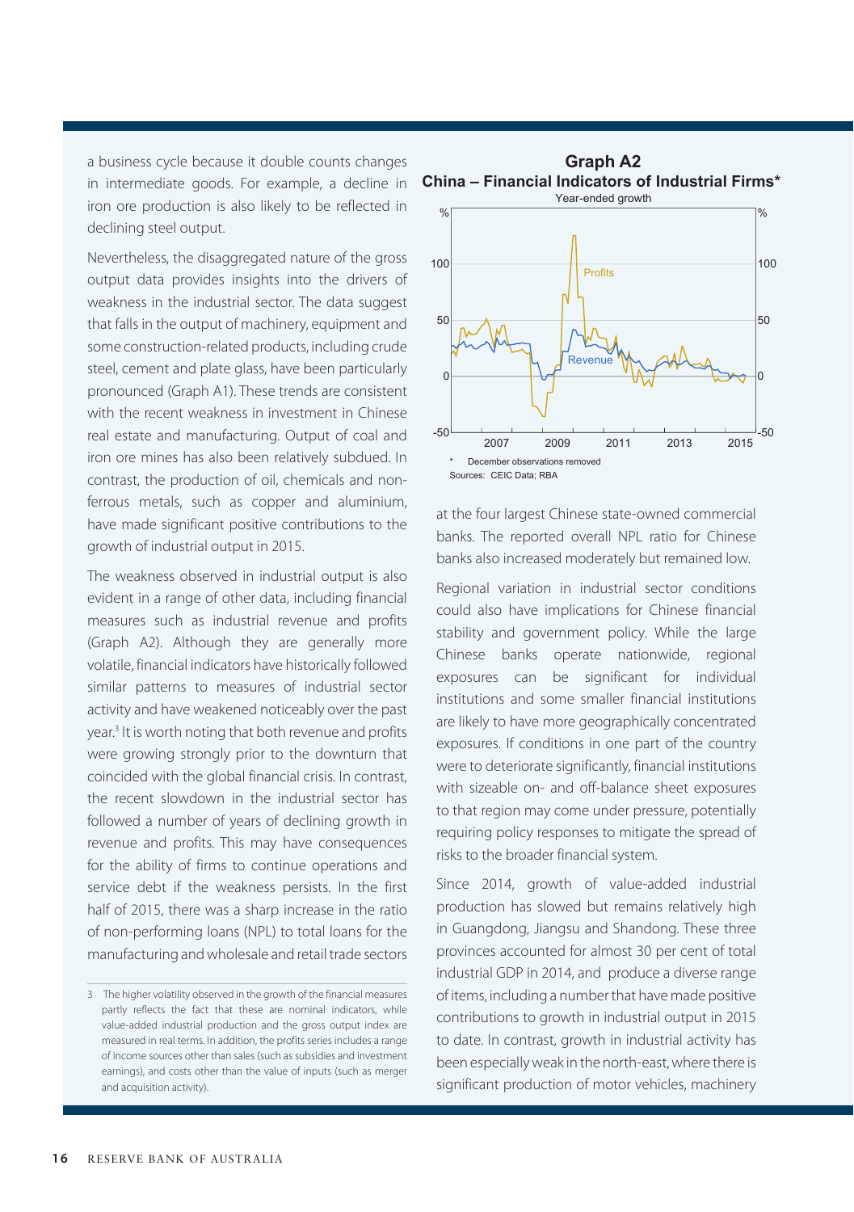a business cycle because it double counts changes in intermediate goods. For example, a decline in iron ore production is also likely to be reflected in declining steel output.

Nevertheless, the disaggregated nature of the gross output data provides insights into the drivers of weakness in the industrial sector. The data suggest that falls in the output of machinery, equipment and some construction-related products, including crude steel, cement and plate glass, have been particularly pronounced (Graph A1). These trends are consistent with the recent weakness in investment in Chinese real estate and manufacturing. Output of coal and iron ore mines has also been relatively subdued. In contrast, the production of oil, chemicals and non-ferrous metals, such as copper and aluminium, have made significant positive contributions to the growth of industrial output in 2015.

The weakness observed in industrial output is also evident in a range of other data, including financial measures such as industrial revenue and profits (Graph A2). Although they are generally more volatile, financial indicators have historically followed similar patterns to measures of industrial sector activity and have weakened noticeably over the past year.[3] It is worth noting that both revenue and profits were growing strongly prior to the downturn that coincided with the global financial crisis. In contrast, the recent slowdown in the industrial sector has followed a number of years of declining growth in revenue and profits. This may have consequences for the ability of firms to continue operations and service debt if the weakness persists. In the first half of 2015, there was a sharp increase in the ratio of non-performing loans (NPL) to total loans for the manufacturing and wholesale and retail trade sectors at the four largest Chinese state-owned commercial banks. The reported overall NPL ratio for Chinese banks also increased moderately but remained low.

**Graph A2**
**China – Financial Indicators of Industrial Firms***
Year-ended growth

* December observations removed
Sources: CEIC Data; RBA

Regional variation in industrial sector conditions could also have implications for Chinese financial stability and government policy. While the large Chinese banks operate nationwide, regional exposures can be significant for individual institutions and some smaller financial institutions are likely to have more geographically concentrated exposures. If conditions in one part of the country were to deteriorate significantly, financial institutions with sizeable on- and off-balance sheet exposures to that region may come under pressure, potentially requiring policy responses to mitigate the spread of risks to the broader financial system.

Since 2014, growth of value-added industrial production has slowed but remains relatively high in Guangdong, Jiangsu and Shandong. These three provinces accounted for almost 30 per cent of total industrial GDP in 2014, and produce a diverse range of items, including a number that have made positive contributions to growth in industrial output in 2015 to date. In contrast, growth in industrial activity has been especially weak in the north-east, where there is significant production of motor vehicles, machinery

---

3 The higher volatility observed in the growth of the financial measures partly reflects the fact that these are nominal indicators, while value-added industrial production and the gross output index are measured in real terms. In addition, the profits series includes a range of income sources other than sales (such as subsidies and investment earnings), and costs other than the value of inputs (such as merger and acquisition activity).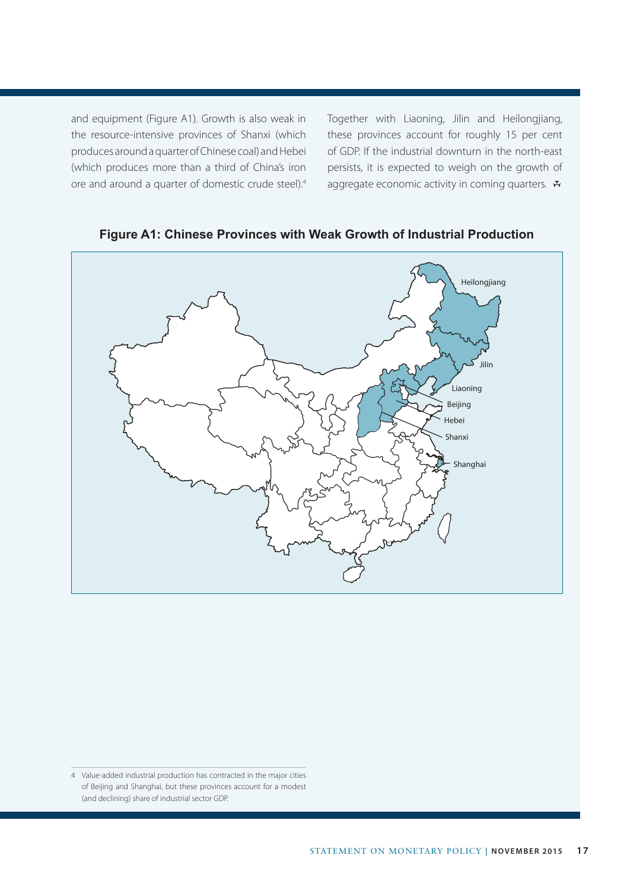and equipment (Figure A1). Growth is also weak in the resource-intensive provinces of Shanxi (which produces around a quarter of Chinese coal) and Hebei (which produces more than a third of China's iron ore and around a quarter of domestic crude steel).[4] Together with Liaoning, Jilin and Heilongjiang, these provinces account for roughly 15 per cent of GDP. If the industrial downturn in the north-east persists, it is expected to weigh on the growth of aggregate economic activity in coming quarters.

**Figure A1: Chinese Provinces with Weak Growth of Industrial Production**

Heilongjiang
Jilin
Liaoning
Beijing
Hebei
Shanxi
Shanghai

4 Value-added industrial production has contracted in the major cities of Beijing and Shanghai, but these provinces account for a modest (and declining) share of industrial sector GDP.